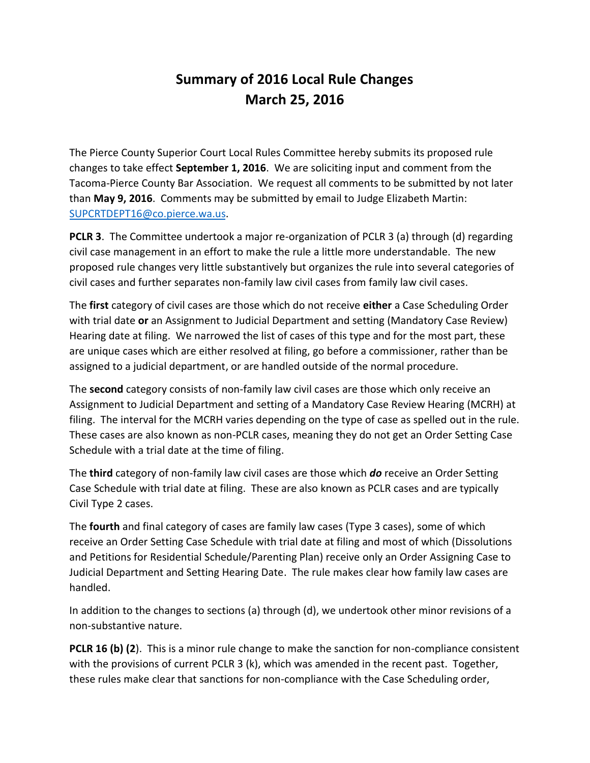# Summary of 2016 Local Rule Changes
# March 25, 2016

The Pierce County Superior Court Local Rules Committee hereby submits its proposed rule changes to take effect **September 1, 2016**. We are soliciting input and comment from the Tacoma-Pierce County Bar Association. We request all comments to be submitted by not later than **May 9, 2016**. Comments may be submitted by email to Judge Elizabeth Martin: SUPCRTDEPT16@co.pierce.wa.us.

**PCLR 3**. The Committee undertook a major re-organization of PCLR 3 (a) through (d) regarding civil case management in an effort to make the rule a little more understandable. The new proposed rule changes very little substantively but organizes the rule into several categories of civil cases and further separates non-family law civil cases from family law civil cases.

The **first** category of civil cases are those which do not receive **either** a Case Scheduling Order with trial date **or** an Assignment to Judicial Department and setting (Mandatory Case Review) Hearing date at filing. We narrowed the list of cases of this type and for the most part, these are unique cases which are either resolved at filing, go before a commissioner, rather than be assigned to a judicial department, or are handled outside of the normal procedure.

The **second** category consists of non-family law civil cases are those which only receive an Assignment to Judicial Department and setting of a Mandatory Case Review Hearing (MCRH) at filing. The interval for the MCRH varies depending on the type of case as spelled out in the rule. These cases are also known as non-PCLR cases, meaning they do not get an Order Setting Case Schedule with a trial date at the time of filing.

The **third** category of non-family law civil cases are those which ***do*** receive an Order Setting Case Schedule with trial date at filing. These are also known as PCLR cases and are typically Civil Type 2 cases.

The **fourth** and final category of cases are family law cases (Type 3 cases), some of which receive an Order Setting Case Schedule with trial date at filing and most of which (Dissolutions and Petitions for Residential Schedule/Parenting Plan) receive only an Order Assigning Case to Judicial Department and Setting Hearing Date. The rule makes clear how family law cases are handled.

In addition to the changes to sections (a) through (d), we undertook other minor revisions of a non-substantive nature.

**PCLR 16 (b) (2**). This is a minor rule change to make the sanction for non-compliance consistent with the provisions of current PCLR 3 (k), which was amended in the recent past. Together, these rules make clear that sanctions for non-compliance with the Case Scheduling order,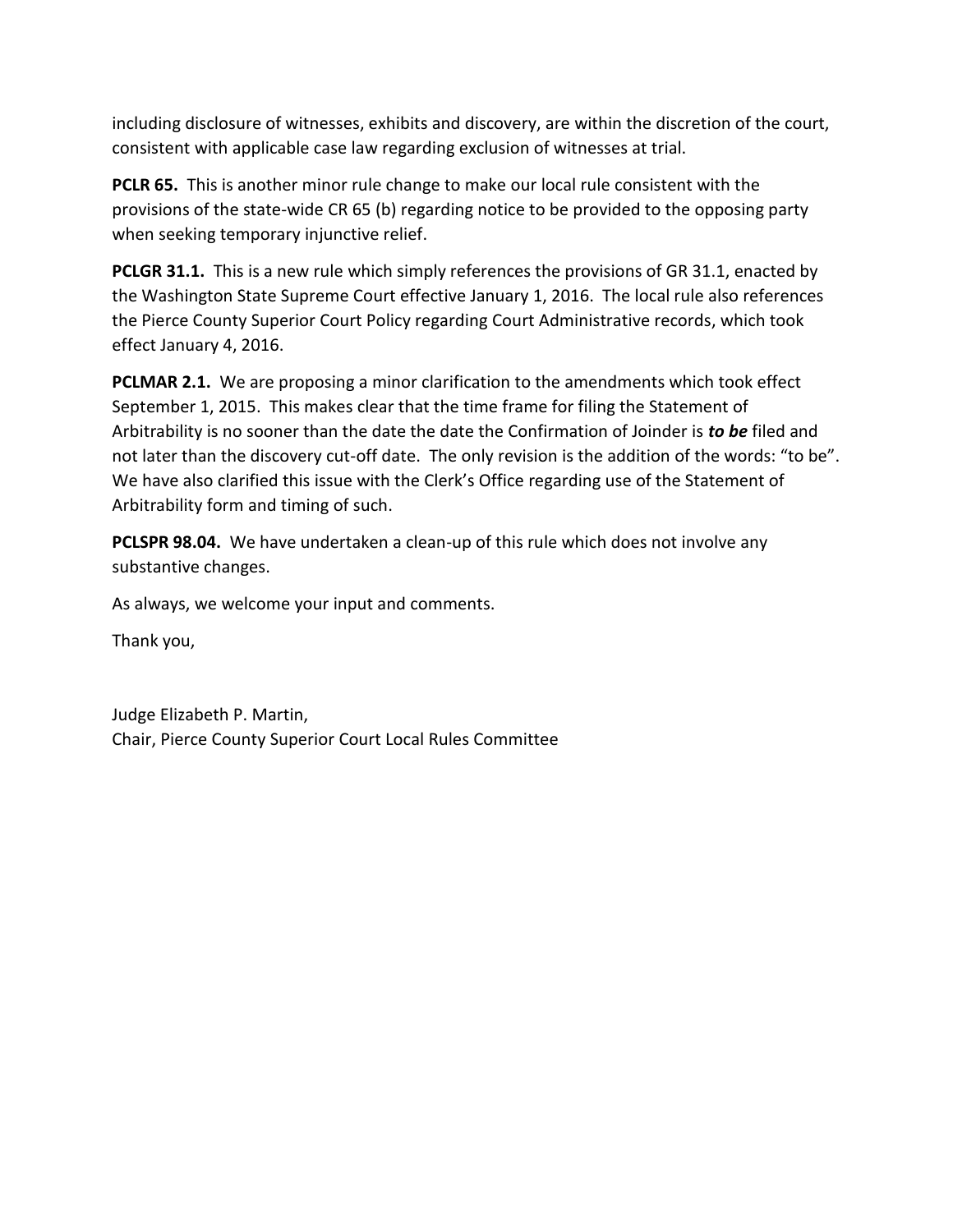including disclosure of witnesses, exhibits and discovery, are within the discretion of the court, consistent with applicable case law regarding exclusion of witnesses at trial.

**PCLR 65.** This is another minor rule change to make our local rule consistent with the provisions of the state-wide CR 65 (b) regarding notice to be provided to the opposing party when seeking temporary injunctive relief.

**PCLGR 31.1.** This is a new rule which simply references the provisions of GR 31.1, enacted by the Washington State Supreme Court effective January 1, 2016. The local rule also references the Pierce County Superior Court Policy regarding Court Administrative records, which took effect January 4, 2016.

**PCLMAR 2.1.** We are proposing a minor clarification to the amendments which took effect September 1, 2015. This makes clear that the time frame for filing the Statement of Arbitrability is no sooner than the date the date the Confirmation of Joinder is ***to be*** filed and not later than the discovery cut-off date. The only revision is the addition of the words: "to be". We have also clarified this issue with the Clerk's Office regarding use of the Statement of Arbitrability form and timing of such.

**PCLSPR 98.04.** We have undertaken a clean-up of this rule which does not involve any substantive changes.

As always, we welcome your input and comments.

Thank you,

Judge Elizabeth P. Martin,
Chair, Pierce County Superior Court Local Rules Committee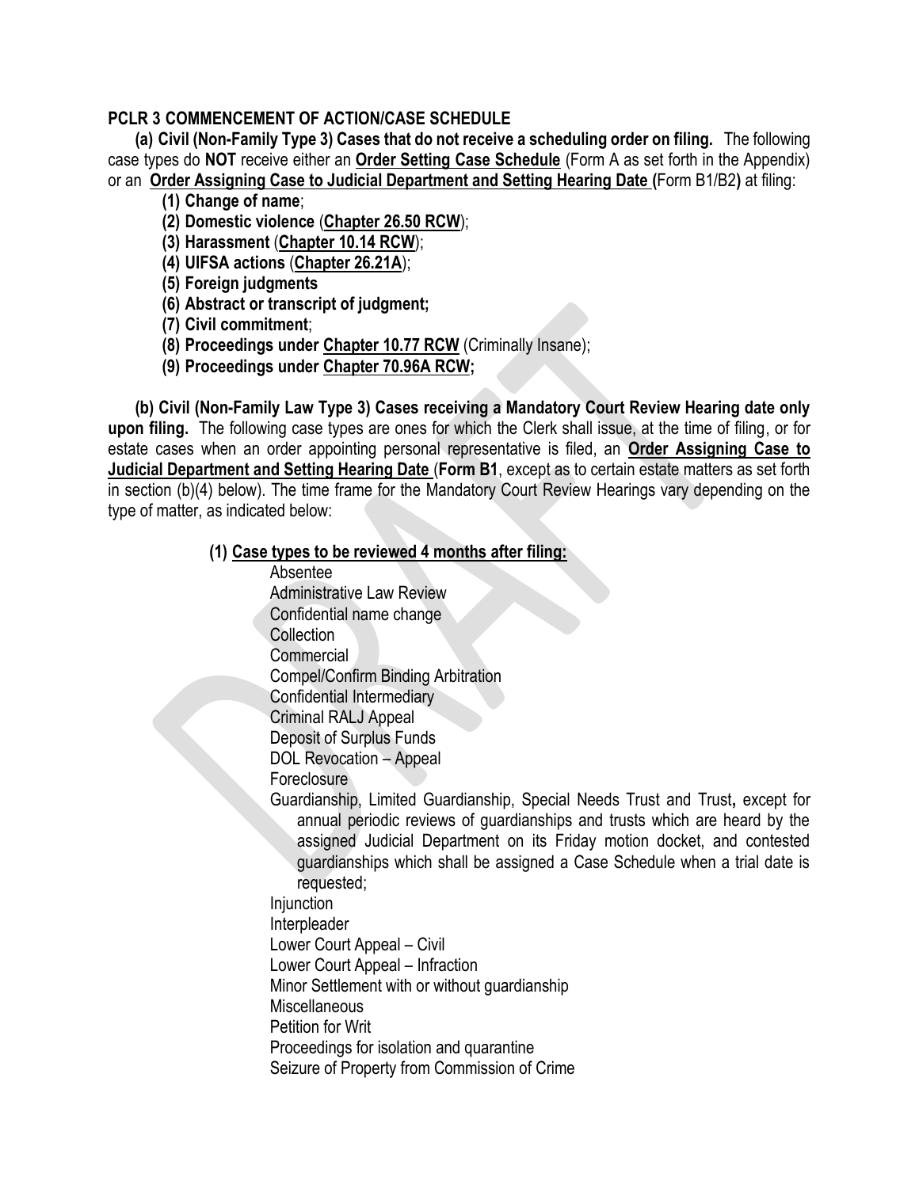**PCLR 3 COMMENCEMENT OF ACTION/CASE SCHEDULE**

**(a) Civil (Non-Family Type 3) Cases that do not receive a scheduling order on filing.** The following case types do **NOT** receive either an **Order Setting Case Schedule** (Form A as set forth in the Appendix) or an **Order Assigning Case to Judicial Department and Setting Hearing Date (**Form B1/B2**)** at filing:

- **(1) Change of name**;
- **(2) Domestic violence** (**Chapter 26.50 RCW**);
- **(3) Harassment** (**Chapter 10.14 RCW**);
- **(4) UIFSA actions** (**Chapter 26.21A**);
- **(5) Foreign judgments**
- **(6) Abstract or transcript of judgment;**
- **(7) Civil commitment**;
- **(8) Proceedings under Chapter 10.77 RCW** (Criminally Insane);
- **(9) Proceedings under Chapter 70.96A RCW;**

**(b) Civil (Non-Family Law Type 3) Cases receiving a Mandatory Court Review Hearing date only upon filing.** The following case types are ones for which the Clerk shall issue, at the time of filing, or for estate cases when an order appointing personal representative is filed, an **Order Assigning Case to Judicial Department and Setting Hearing Date** (**Form B1**, except as to certain estate matters as set forth in section (b)(4) below). The time frame for the Mandatory Court Review Hearings vary depending on the type of matter, as indicated below:

**(1) Case types to be reviewed 4 months after filing:**

- Absentee
- Administrative Law Review
- Confidential name change
- Collection
- Commercial
- Compel/Confirm Binding Arbitration
- Confidential Intermediary
- Criminal RALJ Appeal
- Deposit of Surplus Funds
- DOL Revocation – Appeal
- Foreclosure
- Guardianship, Limited Guardianship, Special Needs Trust and Trust**,** except for annual periodic reviews of guardianships and trusts which are heard by the assigned Judicial Department on its Friday motion docket, and contested guardianships which shall be assigned a Case Schedule when a trial date is requested;
- Injunction
- Interpleader
- Lower Court Appeal – Civil
- Lower Court Appeal – Infraction
- Minor Settlement with or without guardianship
- Miscellaneous
- Petition for Writ
- Proceedings for isolation and quarantine
- Seizure of Property from Commission of Crime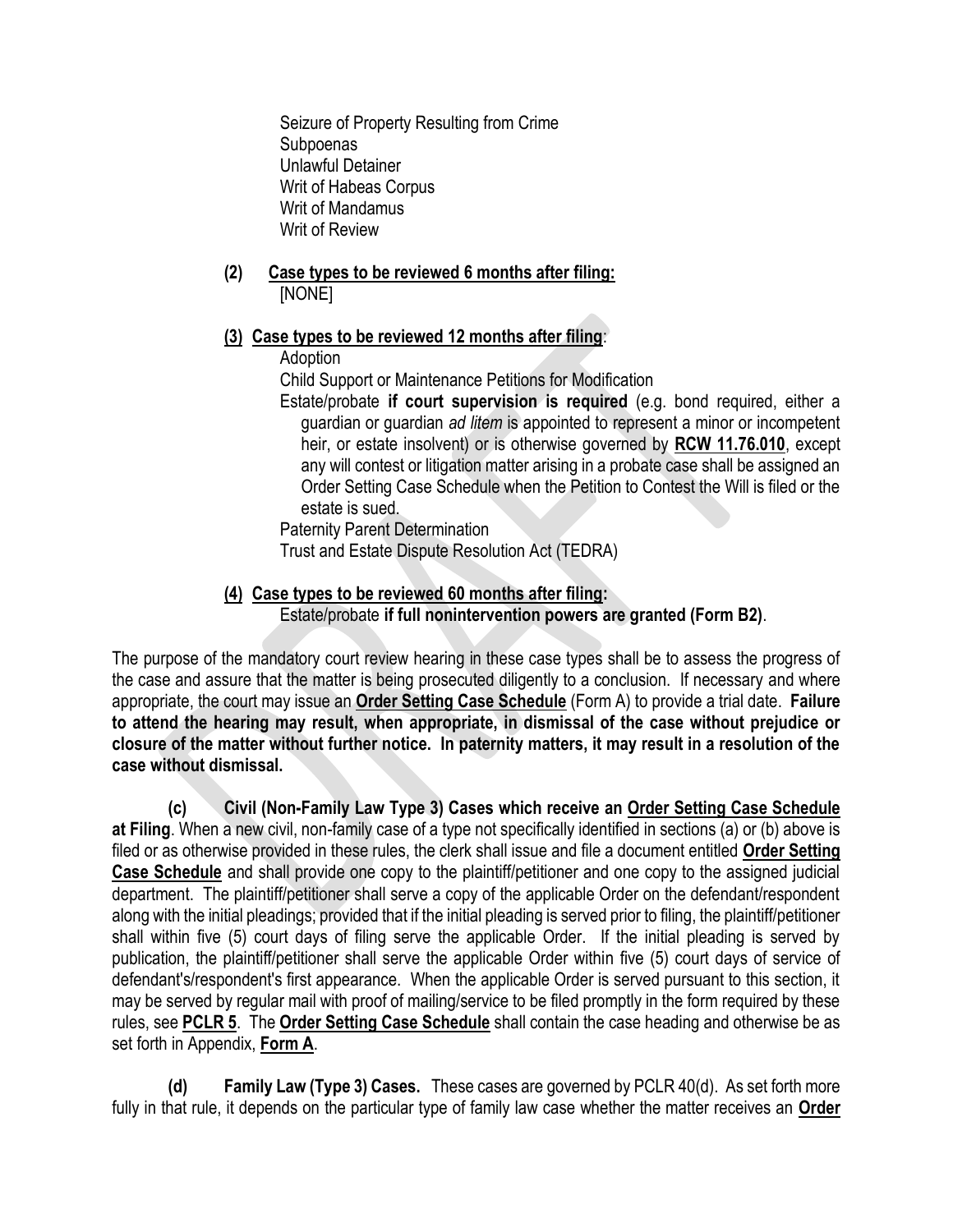Seizure of Property Resulting from Crime
Subpoenas
Unlawful Detainer
Writ of Habeas Corpus
Writ of Mandamus
Writ of Review

**(2) Case types to be reviewed 6 months after filing:**
[NONE]

**(3) Case types to be reviewed 12 months after filing:**

Adoption
Child Support or Maintenance Petitions for Modification
Estate/probate **if court supervision is required** (e.g. bond required, either a guardian or guardian *ad litem* is appointed to represent a minor or incompetent heir, or estate insolvent) or is otherwise governed by **RCW 11.76.010**, except any will contest or litigation matter arising in a probate case shall be assigned an Order Setting Case Schedule when the Petition to Contest the Will is filed or the estate is sued.
Paternity Parent Determination
Trust and Estate Dispute Resolution Act (TEDRA)

**(4) Case types to be reviewed 60 months after filing:**
Estate/probate **if full nonintervention powers are granted (Form B2)**.

The purpose of the mandatory court review hearing in these case types shall be to assess the progress of the case and assure that the matter is being prosecuted diligently to a conclusion. If necessary and where appropriate, the court may issue an **Order Setting Case Schedule** (Form A) to provide a trial date. **Failure to attend the hearing may result, when appropriate, in dismissal of the case without prejudice or closure of the matter without further notice. In paternity matters, it may result in a resolution of the case without dismissal.**

**(c) Civil (Non-Family Law Type 3) Cases which receive an Order Setting Case Schedule at Filing**. When a new civil, non-family case of a type not specifically identified in sections (a) or (b) above is filed or as otherwise provided in these rules, the clerk shall issue and file a document entitled **Order Setting Case Schedule** and shall provide one copy to the plaintiff/petitioner and one copy to the assigned judicial department. The plaintiff/petitioner shall serve a copy of the applicable Order on the defendant/respondent along with the initial pleadings; provided that if the initial pleading is served prior to filing, the plaintiff/petitioner shall within five (5) court days of filing serve the applicable Order. If the initial pleading is served by publication, the plaintiff/petitioner shall serve the applicable Order within five (5) court days of service of defendant's/respondent's first appearance. When the applicable Order is served pursuant to this section, it may be served by regular mail with proof of mailing/service to be filed promptly in the form required by these rules, see **PCLR 5**. The **Order Setting Case Schedule** shall contain the case heading and otherwise be as set forth in Appendix, **Form A**.

**(d) Family Law (Type 3) Cases.** These cases are governed by PCLR 40(d). As set forth more fully in that rule, it depends on the particular type of family law case whether the matter receives an **Order**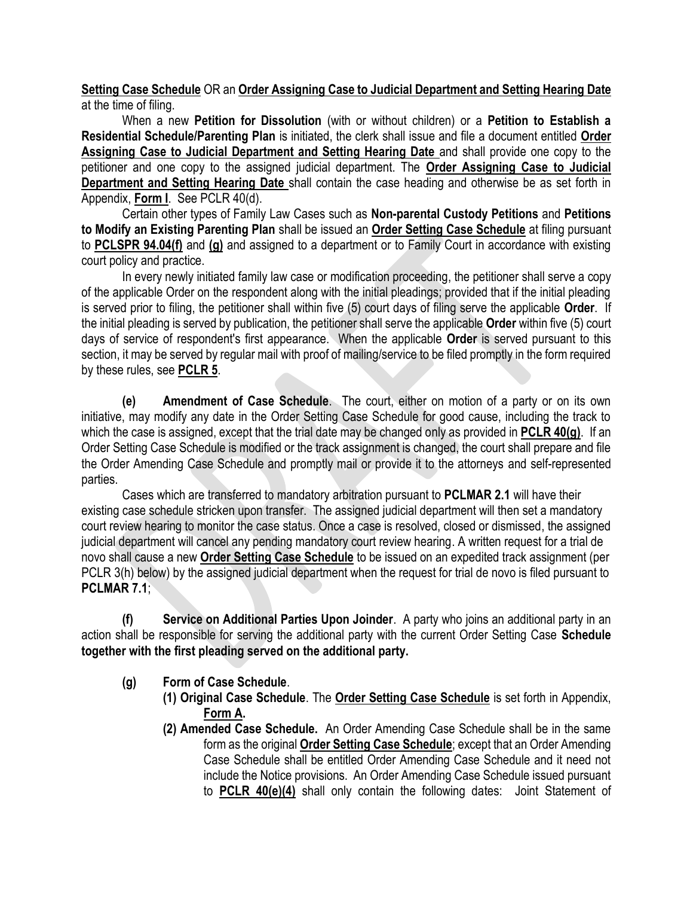**Setting Case Schedule** OR an **Order Assigning Case to Judicial Department and Setting Hearing Date** at the time of filing.

When a new **Petition for Dissolution** (with or without children) or a **Petition to Establish a Residential Schedule/Parenting Plan** is initiated, the clerk shall issue and file a document entitled **Order Assigning Case to Judicial Department and Setting Hearing Date** and shall provide one copy to the petitioner and one copy to the assigned judicial department. The **Order Assigning Case to Judicial Department and Setting Hearing Date** shall contain the case heading and otherwise be as set forth in Appendix, **Form I**. See PCLR 40(d).

Certain other types of Family Law Cases such as **Non-parental Custody Petitions** and **Petitions to Modify an Existing Parenting Plan** shall be issued an **Order Setting Case Schedule** at filing pursuant to **PCLSPR 94.04(f)** and **(g)** and assigned to a department or to Family Court in accordance with existing court policy and practice.

In every newly initiated family law case or modification proceeding, the petitioner shall serve a copy of the applicable Order on the respondent along with the initial pleadings; provided that if the initial pleading is served prior to filing, the petitioner shall within five (5) court days of filing serve the applicable **Order**. If the initial pleading is served by publication, the petitioner shall serve the applicable **Order** within five (5) court days of service of respondent's first appearance. When the applicable **Order** is served pursuant to this section, it may be served by regular mail with proof of mailing/service to be filed promptly in the form required by these rules, see **PCLR 5**.

**(e) Amendment of Case Schedule**. The court, either on motion of a party or on its own initiative, may modify any date in the Order Setting Case Schedule for good cause, including the track to which the case is assigned, except that the trial date may be changed only as provided in **PCLR 40(g)**. If an Order Setting Case Schedule is modified or the track assignment is changed, the court shall prepare and file the Order Amending Case Schedule and promptly mail or provide it to the attorneys and self-represented parties.

Cases which are transferred to mandatory arbitration pursuant to **PCLMAR 2.1** will have their existing case schedule stricken upon transfer. The assigned judicial department will then set a mandatory court review hearing to monitor the case status. Once a case is resolved, closed or dismissed, the assigned judicial department will cancel any pending mandatory court review hearing. A written request for a trial de novo shall cause a new **Order Setting Case Schedule** to be issued on an expedited track assignment (per PCLR 3(h) below) by the assigned judicial department when the request for trial de novo is filed pursuant to **PCLMAR 7.1**;

**(f) Service on Additional Parties Upon Joinder**. A party who joins an additional party in an action shall be responsible for serving the additional party with the current Order Setting Case **Schedule together with the first pleading served on the additional party.**

**(g) Form of Case Schedule**.

**(1) Original Case Schedule**. The **Order Setting Case Schedule** is set forth in Appendix, **Form A.**

**(2) Amended Case Schedule.** An Order Amending Case Schedule shall be in the same form as the original **Order Setting Case Schedule**; except that an Order Amending Case Schedule shall be entitled Order Amending Case Schedule and it need not include the Notice provisions. An Order Amending Case Schedule issued pursuant to **PCLR 40(e)(4)** shall only contain the following dates: Joint Statement of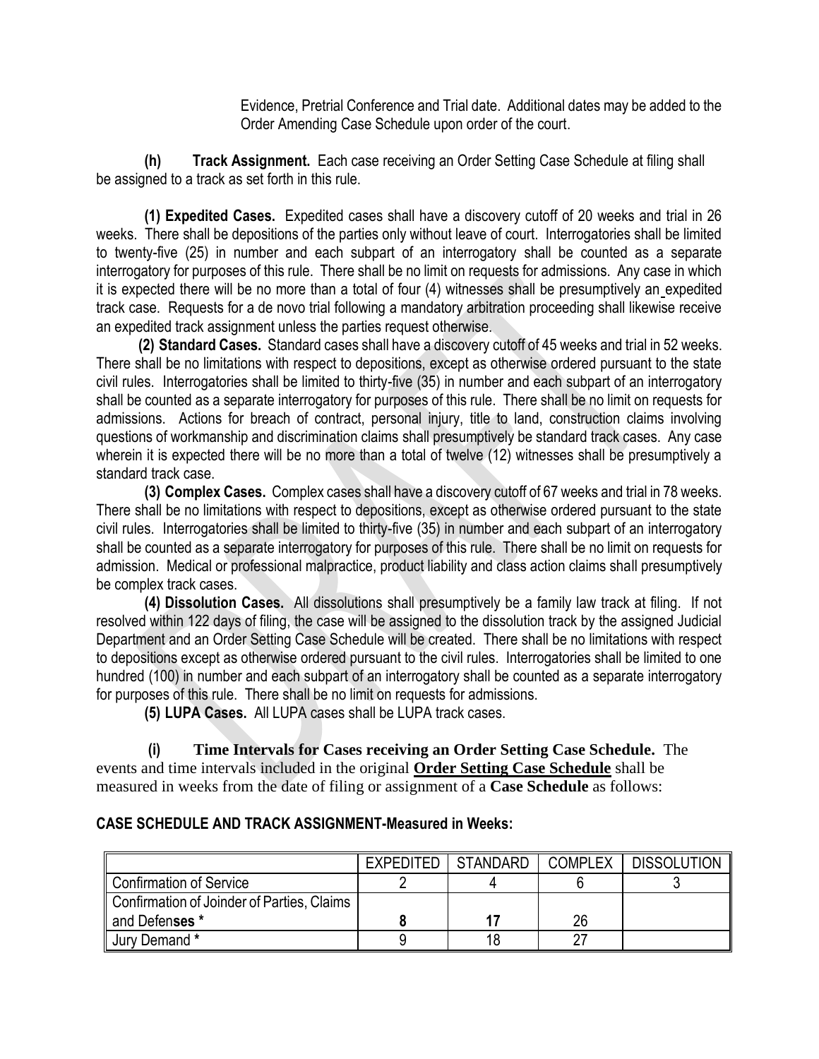Evidence, Pretrial Conference and Trial date. Additional dates may be added to the Order Amending Case Schedule upon order of the court.

**(h) Track Assignment.** Each case receiving an Order Setting Case Schedule at filing shall be assigned to a track as set forth in this rule.

**(1) Expedited Cases.** Expedited cases shall have a discovery cutoff of 20 weeks and trial in 26 weeks. There shall be depositions of the parties only without leave of court. Interrogatories shall be limited to twenty-five (25) in number and each subpart of an interrogatory shall be counted as a separate interrogatory for purposes of this rule. There shall be no limit on requests for admissions. Any case in which it is expected there will be no more than a total of four (4) witnesses shall be presumptively an expedited track case. Requests for a de novo trial following a mandatory arbitration proceeding shall likewise receive an expedited track assignment unless the parties request otherwise.

**(2) Standard Cases.** Standard cases shall have a discovery cutoff of 45 weeks and trial in 52 weeks. There shall be no limitations with respect to depositions, except as otherwise ordered pursuant to the state civil rules. Interrogatories shall be limited to thirty-five (35) in number and each subpart of an interrogatory shall be counted as a separate interrogatory for purposes of this rule. There shall be no limit on requests for admissions. Actions for breach of contract, personal injury, title to land, construction claims involving questions of workmanship and discrimination claims shall presumptively be standard track cases. Any case wherein it is expected there will be no more than a total of twelve (12) witnesses shall be presumptively a standard track case.

**(3) Complex Cases.** Complex cases shall have a discovery cutoff of 67 weeks and trial in 78 weeks. There shall be no limitations with respect to depositions, except as otherwise ordered pursuant to the state civil rules. Interrogatories shall be limited to thirty-five (35) in number and each subpart of an interrogatory shall be counted as a separate interrogatory for purposes of this rule. There shall be no limit on requests for admission. Medical or professional malpractice, product liability and class action claims shall presumptively be complex track cases.

**(4) Dissolution Cases.** All dissolutions shall presumptively be a family law track at filing. If not resolved within 122 days of filing, the case will be assigned to the dissolution track by the assigned Judicial Department and an Order Setting Case Schedule will be created. There shall be no limitations with respect to depositions except as otherwise ordered pursuant to the civil rules. Interrogatories shall be limited to one hundred (100) in number and each subpart of an interrogatory shall be counted as a separate interrogatory for purposes of this rule. There shall be no limit on requests for admissions.

**(5) LUPA Cases.** All LUPA cases shall be LUPA track cases.

**(i) Time Intervals for Cases receiving an Order Setting Case Schedule.** The events and time intervals included in the original **Order Setting Case Schedule** shall be measured in weeks from the date of filing or assignment of a **Case Schedule** as follows:

**CASE SCHEDULE AND TRACK ASSIGNMENT-Measured in Weeks:**

| | EXPEDITED | STANDARD | COMPLEX | DISSOLUTION |
|---|---|---|---|---|
| Confirmation of Service | 2 | 4 | 6 | 3 |
| Confirmation of Joinder of Parties, Claims and Defen**ses** * | **8** | **17** | 26 | |
| Jury Demand * | 9 | 18 | 27 | |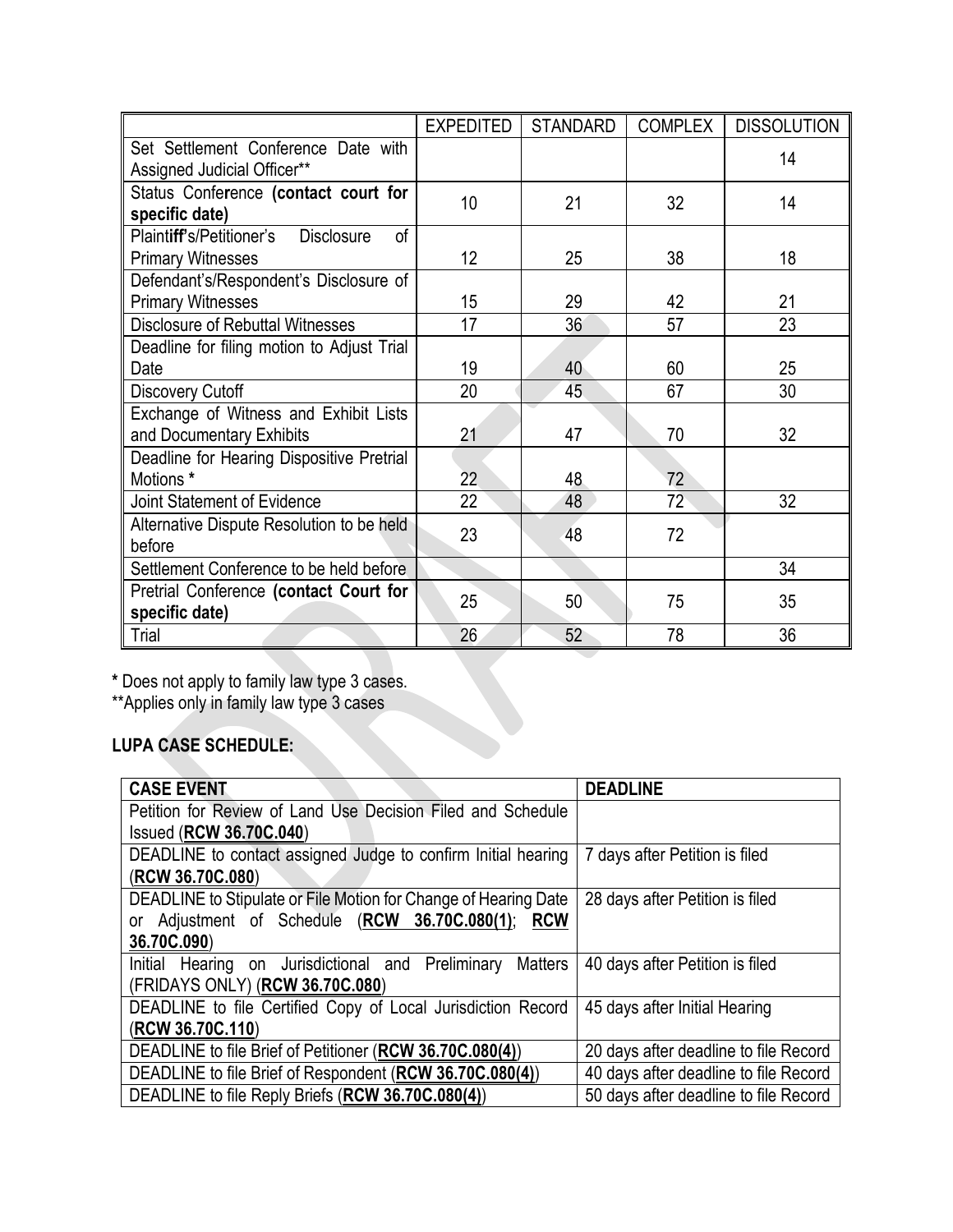| | EXPEDITED | STANDARD | COMPLEX | DISSOLUTION |
|---|---|---|---|---|
| Set Settlement Conference Date with Assigned Judicial Officer** | | | | 14 |
| Status Conference **(contact court for specific date)** | 10 | 21 | 32 | 14 |
| Plaintiff's/Petitioner's Disclosure of Primary Witnesses | 12 | 25 | 38 | 18 |
| Defendant's/Respondent's Disclosure of Primary Witnesses | 15 | 29 | 42 | 21 |
| Disclosure of Rebuttal Witnesses | 17 | 36 | 57 | 23 |
| Deadline for filing motion to Adjust Trial Date | 19 | 40 | 60 | 25 |
| Discovery Cutoff | 20 | 45 | 67 | 30 |
| Exchange of Witness and Exhibit Lists and Documentary Exhibits | 21 | 47 | 70 | 32 |
| Deadline for Hearing Dispositive Pretrial Motions * | 22 | 48 | 72 | |
| Joint Statement of Evidence | 22 | 48 | 72 | 32 |
| Alternative Dispute Resolution to be held before | 23 | 48 | 72 | |
| Settlement Conference to be held before | | | | 34 |
| Pretrial Conference **(contact Court for specific date)** | 25 | 50 | 75 | 35 |
| Trial | 26 | 52 | 78 | 36 |

**\*** Does not apply to family law type 3 cases.
**Applies only in family law type 3 cases

**LUPA CASE SCHEDULE:**

| **CASE EVENT** | **DEADLINE** |
|---|---|
| Petition for Review of Land Use Decision Filed and Schedule Issued (**RCW 36.70C.040**) | |
| DEADLINE to contact assigned Judge to confirm Initial hearing (**RCW 36.70C.080**) | 7 days after Petition is filed |
| DEADLINE to Stipulate or File Motion for Change of Hearing Date or Adjustment of Schedule (**RCW 36.70C.080(1)**; **RCW 36.70C.090**) | 28 days after Petition is filed |
| Initial Hearing on Jurisdictional and Preliminary Matters (FRIDAYS ONLY) (**RCW 36.70C.080**) | 40 days after Petition is filed |
| DEADLINE to file Certified Copy of Local Jurisdiction Record (**RCW 36.70C.110**) | 45 days after Initial Hearing |
| DEADLINE to file Brief of Petitioner (**RCW 36.70C.080(4)**) | 20 days after deadline to file Record |
| DEADLINE to file Brief of Respondent (**RCW 36.70C.080(4)**) | 40 days after deadline to file Record |
| DEADLINE to file Reply Briefs (**RCW 36.70C.080(4)**) | 50 days after deadline to file Record |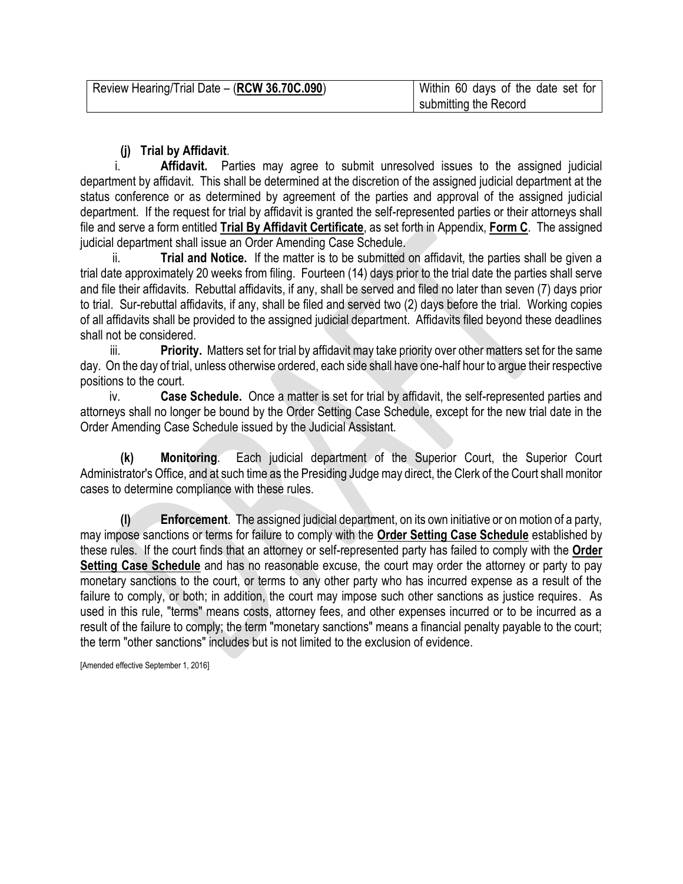| | |
|---|---|
| Review Hearing/Trial Date – (**RCW 36.70C.090**) | Within 60 days of the date set for submitting the Record |

**(j) Trial by Affidavit**.

i. **Affidavit.** Parties may agree to submit unresolved issues to the assigned judicial department by affidavit. This shall be determined at the discretion of the assigned judicial department at the status conference or as determined by agreement of the parties and approval of the assigned judicial department. If the request for trial by affidavit is granted the self-represented parties or their attorneys shall file and serve a form entitled **Trial By Affidavit Certificate**, as set forth in Appendix, **Form C**. The assigned judicial department shall issue an Order Amending Case Schedule.

ii. **Trial and Notice.** If the matter is to be submitted on affidavit, the parties shall be given a trial date approximately 20 weeks from filing. Fourteen (14) days prior to the trial date the parties shall serve and file their affidavits. Rebuttal affidavits, if any, shall be served and filed no later than seven (7) days prior to trial. Sur-rebuttal affidavits, if any, shall be filed and served two (2) days before the trial. Working copies of all affidavits shall be provided to the assigned judicial department. Affidavits filed beyond these deadlines shall not be considered.

iii. **Priority.** Matters set for trial by affidavit may take priority over other matters set for the same day. On the day of trial, unless otherwise ordered, each side shall have one-half hour to argue their respective positions to the court.

iv. **Case Schedule.** Once a matter is set for trial by affidavit, the self-represented parties and attorneys shall no longer be bound by the Order Setting Case Schedule, except for the new trial date in the Order Amending Case Schedule issued by the Judicial Assistant.

**(k) Monitoring**. Each judicial department of the Superior Court, the Superior Court Administrator's Office, and at such time as the Presiding Judge may direct, the Clerk of the Court shall monitor cases to determine compliance with these rules.

**(l) Enforcement**. The assigned judicial department, on its own initiative or on motion of a party, may impose sanctions or terms for failure to comply with the **Order Setting Case Schedule** established by these rules. If the court finds that an attorney or self-represented party has failed to comply with the **Order Setting Case Schedule** and has no reasonable excuse, the court may order the attorney or party to pay monetary sanctions to the court, or terms to any other party who has incurred expense as a result of the failure to comply, or both; in addition, the court may impose such other sanctions as justice requires. As used in this rule, "terms" means costs, attorney fees, and other expenses incurred or to be incurred as a result of the failure to comply; the term "monetary sanctions" means a financial penalty payable to the court; the term "other sanctions" includes but is not limited to the exclusion of evidence.

[Amended effective September 1, 2016]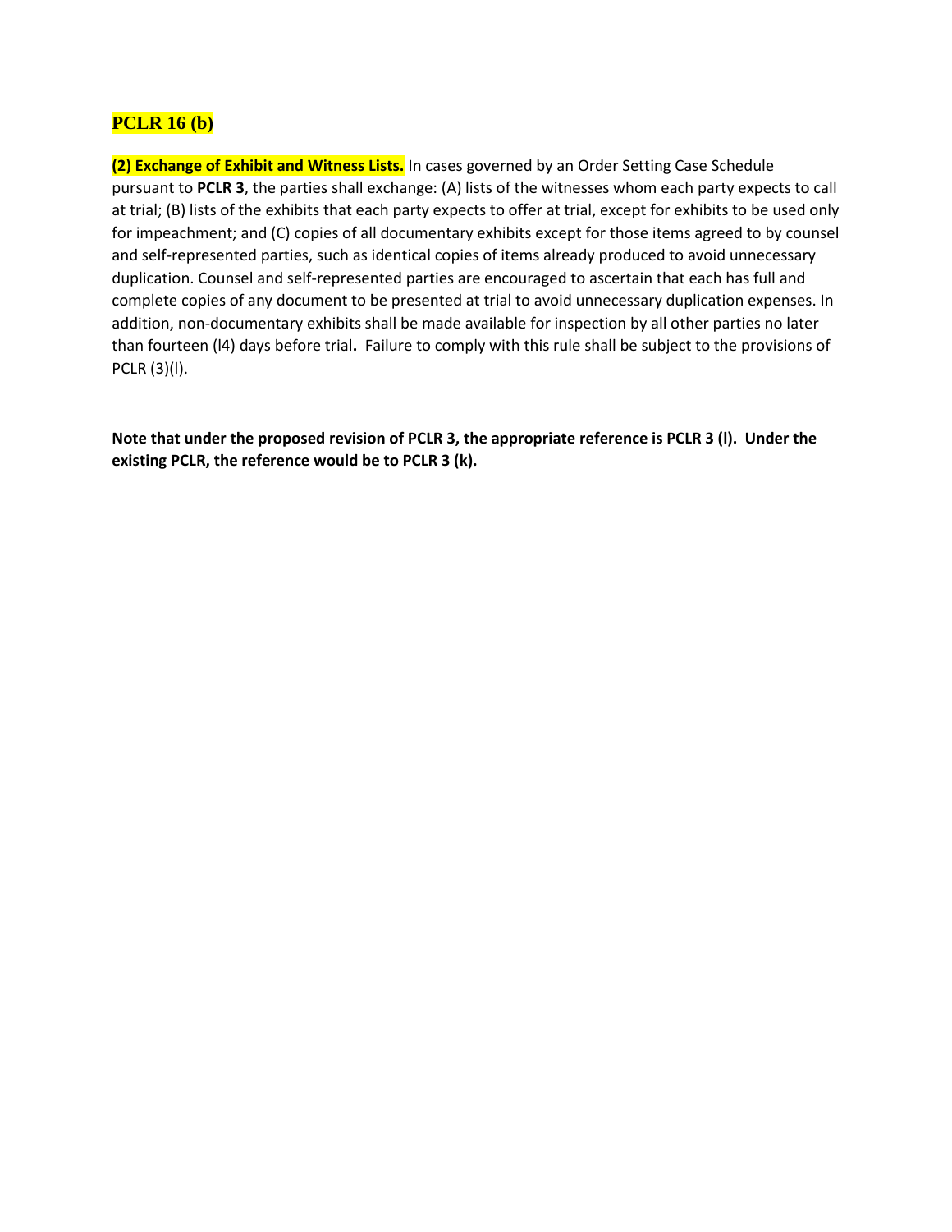## PCLR 16 (b)

**(2) Exchange of Exhibit and Witness Lists.** In cases governed by an Order Setting Case Schedule pursuant to **PCLR 3**, the parties shall exchange: (A) lists of the witnesses whom each party expects to call at trial; (B) lists of the exhibits that each party expects to offer at trial, except for exhibits to be used only for impeachment; and (C) copies of all documentary exhibits except for those items agreed to by counsel and self-represented parties, such as identical copies of items already produced to avoid unnecessary duplication. Counsel and self-represented parties are encouraged to ascertain that each has full and complete copies of any document to be presented at trial to avoid unnecessary duplication expenses. In addition, non-documentary exhibits shall be made available for inspection by all other parties no later than fourteen (l4) days before trial**.** Failure to comply with this rule shall be subject to the provisions of PCLR (3)(l).

**Note that under the proposed revision of PCLR 3, the appropriate reference is PCLR 3 (l). Under the existing PCLR, the reference would be to PCLR 3 (k).**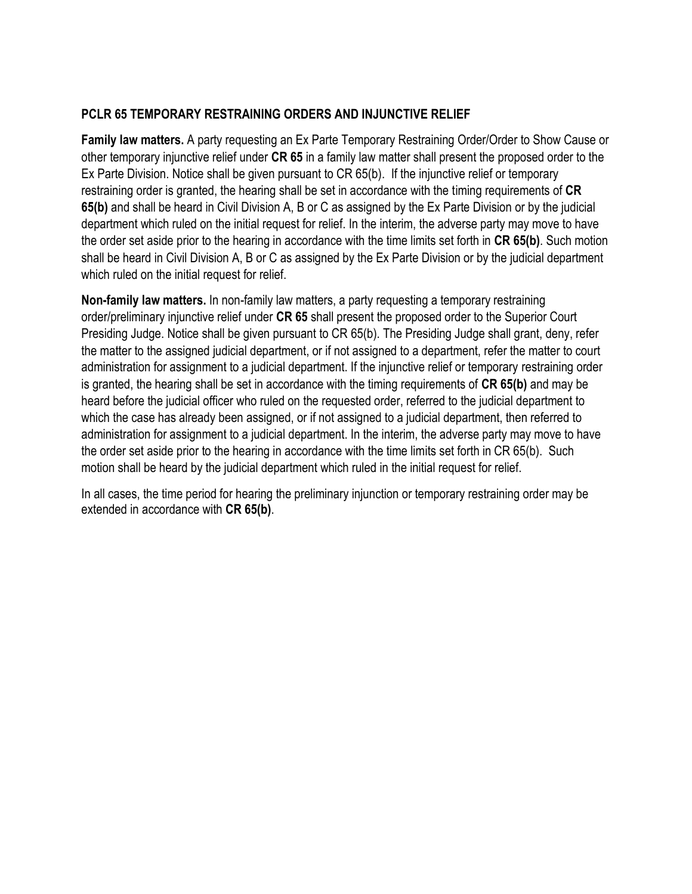**PCLR 65 TEMPORARY RESTRAINING ORDERS AND INJUNCTIVE RELIEF**

**Family law matters.** A party requesting an Ex Parte Temporary Restraining Order/Order to Show Cause or other temporary injunctive relief under **CR 65** in a family law matter shall present the proposed order to the Ex Parte Division. Notice shall be given pursuant to CR 65(b). If the injunctive relief or temporary restraining order is granted, the hearing shall be set in accordance with the timing requirements of **CR 65(b)** and shall be heard in Civil Division A, B or C as assigned by the Ex Parte Division or by the judicial department which ruled on the initial request for relief. In the interim, the adverse party may move to have the order set aside prior to the hearing in accordance with the time limits set forth in **CR 65(b)**. Such motion shall be heard in Civil Division A, B or C as assigned by the Ex Parte Division or by the judicial department which ruled on the initial request for relief.

**Non-family law matters.** In non-family law matters, a party requesting a temporary restraining order/preliminary injunctive relief under **CR 65** shall present the proposed order to the Superior Court Presiding Judge. Notice shall be given pursuant to CR 65(b). The Presiding Judge shall grant, deny, refer the matter to the assigned judicial department, or if not assigned to a department, refer the matter to court administration for assignment to a judicial department. If the injunctive relief or temporary restraining order is granted, the hearing shall be set in accordance with the timing requirements of **CR 65(b)** and may be heard before the judicial officer who ruled on the requested order, referred to the judicial department to which the case has already been assigned, or if not assigned to a judicial department, then referred to administration for assignment to a judicial department. In the interim, the adverse party may move to have the order set aside prior to the hearing in accordance with the time limits set forth in CR 65(b). Such motion shall be heard by the judicial department which ruled in the initial request for relief.

In all cases, the time period for hearing the preliminary injunction or temporary restraining order may be extended in accordance with **CR 65(b)**.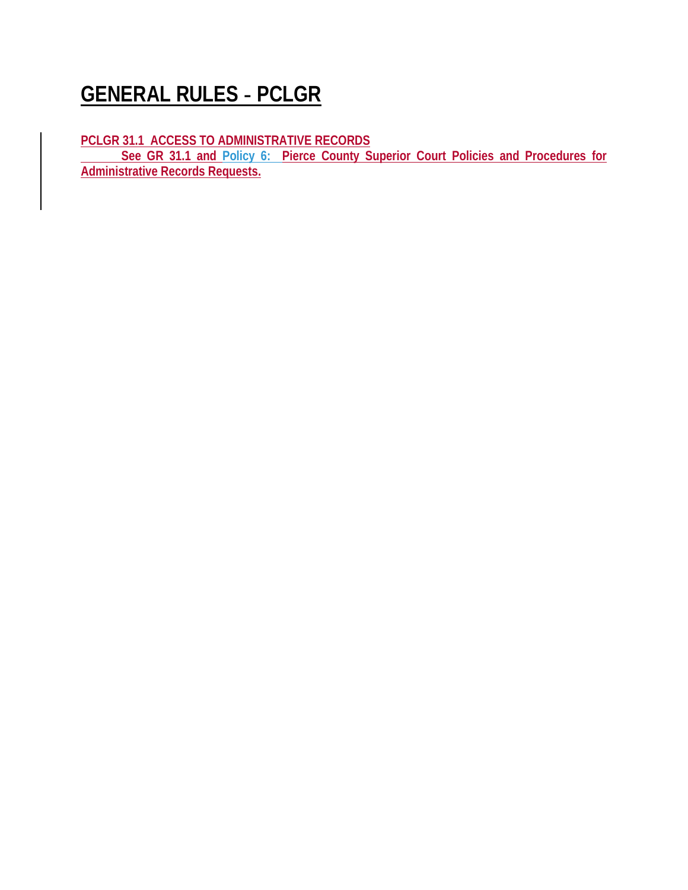# GENERAL RULES - PCLGR

**PCLGR 31.1 ACCESS TO ADMINISTRATIVE RECORDS**

**See GR 31.1 and Policy 6: Pierce County Superior Court Policies and Procedures for Administrative Records Requests.**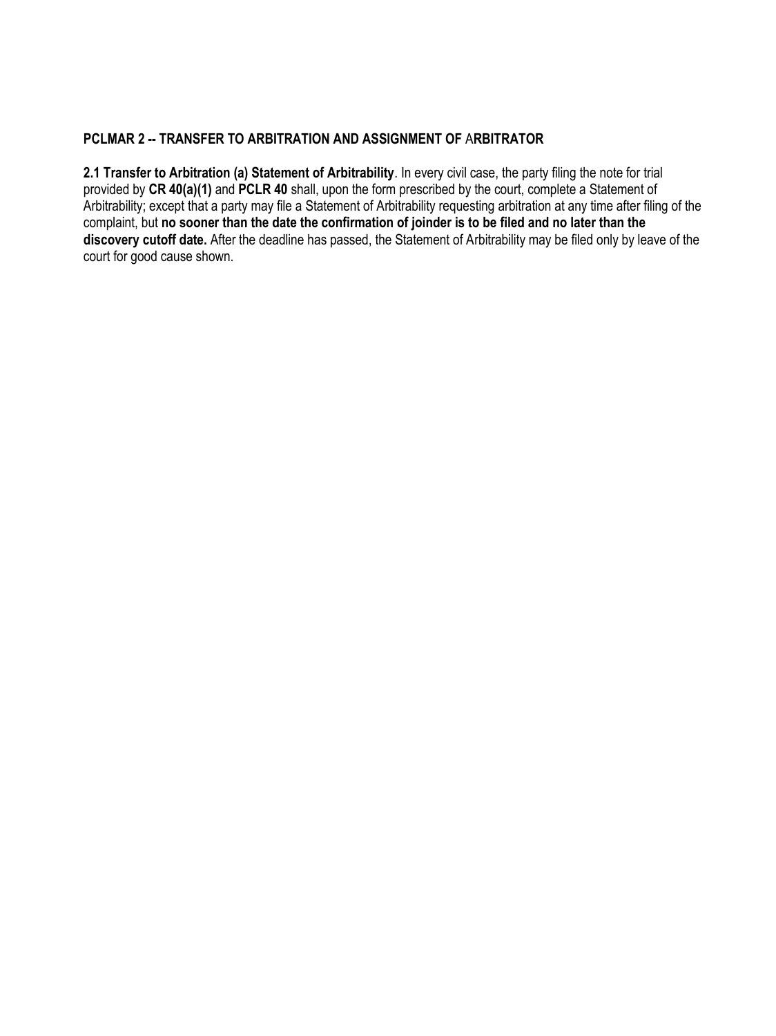**PCLMAR 2 -- TRANSFER TO ARBITRATION AND ASSIGNMENT OF ARBITRATOR**

**2.1 Transfer to Arbitration (a) Statement of Arbitrability**. In every civil case, the party filing the note for trial provided by **CR 40(a)(1)** and **PCLR 40** shall, upon the form prescribed by the court, complete a Statement of Arbitrability; except that a party may file a Statement of Arbitrability requesting arbitration at any time after filing of the complaint, but **no sooner than the date the confirmation of joinder is to be filed and no later than the discovery cutoff date.** After the deadline has passed, the Statement of Arbitrability may be filed only by leave of the court for good cause shown.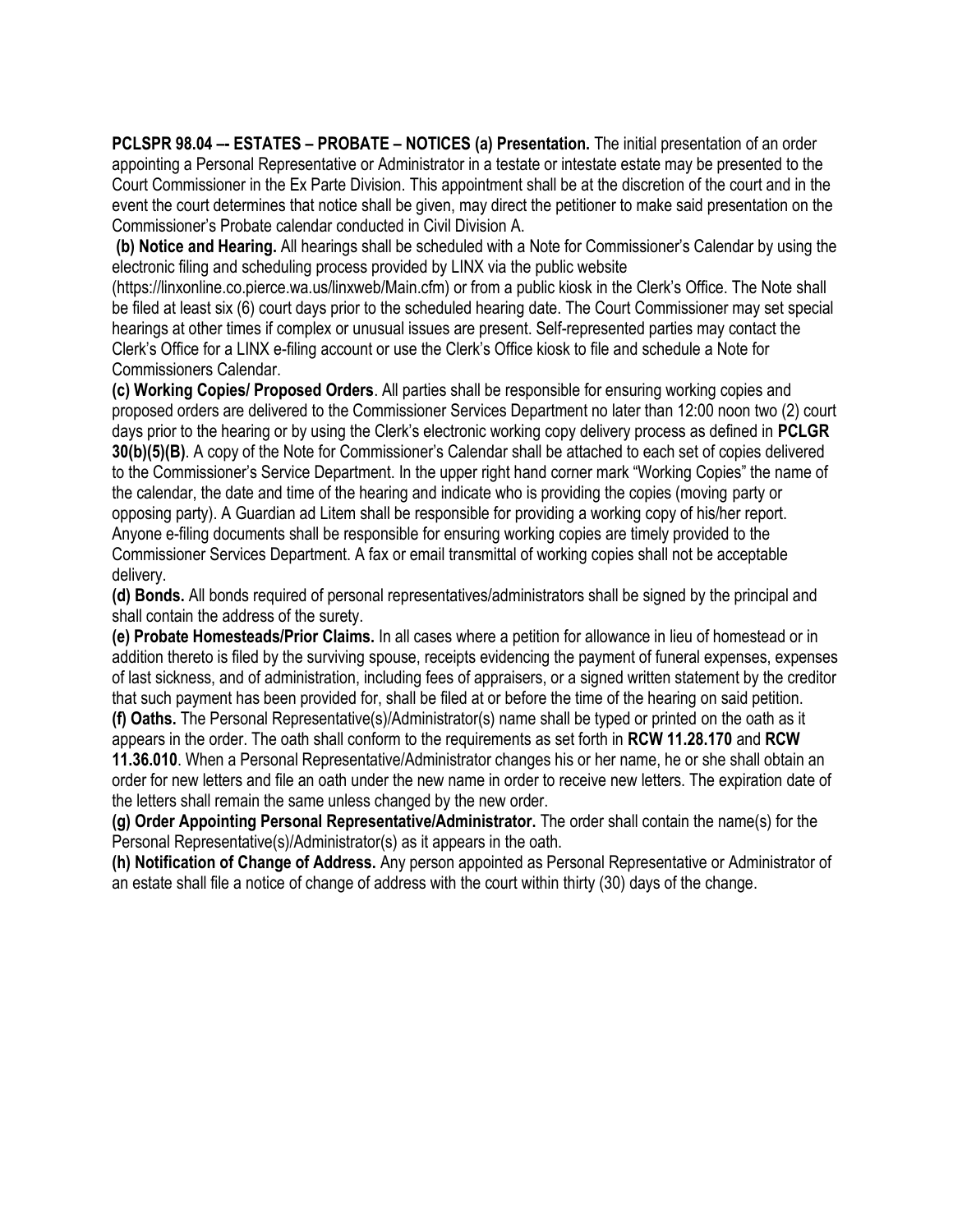**PCLSPR 98.04 –- ESTATES – PROBATE – NOTICES (a) Presentation.** The initial presentation of an order appointing a Personal Representative or Administrator in a testate or intestate estate may be presented to the Court Commissioner in the Ex Parte Division. This appointment shall be at the discretion of the court and in the event the court determines that notice shall be given, may direct the petitioner to make said presentation on the Commissioner's Probate calendar conducted in Civil Division A.

**(b) Notice and Hearing.** All hearings shall be scheduled with a Note for Commissioner's Calendar by using the electronic filing and scheduling process provided by LINX via the public website (https://linxonline.co.pierce.wa.us/linxweb/Main.cfm) or from a public kiosk in the Clerk's Office. The Note shall be filed at least six (6) court days prior to the scheduled hearing date. The Court Commissioner may set special hearings at other times if complex or unusual issues are present. Self-represented parties may contact the Clerk's Office for a LINX e-filing account or use the Clerk's Office kiosk to file and schedule a Note for Commissioners Calendar.

**(c) Working Copies/ Proposed Orders**. All parties shall be responsible for ensuring working copies and proposed orders are delivered to the Commissioner Services Department no later than 12:00 noon two (2) court days prior to the hearing or by using the Clerk's electronic working copy delivery process as defined in **PCLGR 30(b)(5)(B)**. A copy of the Note for Commissioner's Calendar shall be attached to each set of copies delivered to the Commissioner's Service Department. In the upper right hand corner mark "Working Copies" the name of the calendar, the date and time of the hearing and indicate who is providing the copies (moving party or opposing party). A Guardian ad Litem shall be responsible for providing a working copy of his/her report. Anyone e-filing documents shall be responsible for ensuring working copies are timely provided to the Commissioner Services Department. A fax or email transmittal of working copies shall not be acceptable delivery.

**(d) Bonds.** All bonds required of personal representatives/administrators shall be signed by the principal and shall contain the address of the surety.

**(e) Probate Homesteads/Prior Claims.** In all cases where a petition for allowance in lieu of homestead or in addition thereto is filed by the surviving spouse, receipts evidencing the payment of funeral expenses, expenses of last sickness, and of administration, including fees of appraisers, or a signed written statement by the creditor that such payment has been provided for, shall be filed at or before the time of the hearing on said petition.

**(f) Oaths.** The Personal Representative(s)/Administrator(s) name shall be typed or printed on the oath as it appears in the order. The oath shall conform to the requirements as set forth in **RCW 11.28.170** and **RCW 11.36.010**. When a Personal Representative/Administrator changes his or her name, he or she shall obtain an order for new letters and file an oath under the new name in order to receive new letters. The expiration date of the letters shall remain the same unless changed by the new order.

**(g) Order Appointing Personal Representative/Administrator.** The order shall contain the name(s) for the Personal Representative(s)/Administrator(s) as it appears in the oath.

**(h) Notification of Change of Address.** Any person appointed as Personal Representative or Administrator of an estate shall file a notice of change of address with the court within thirty (30) days of the change.